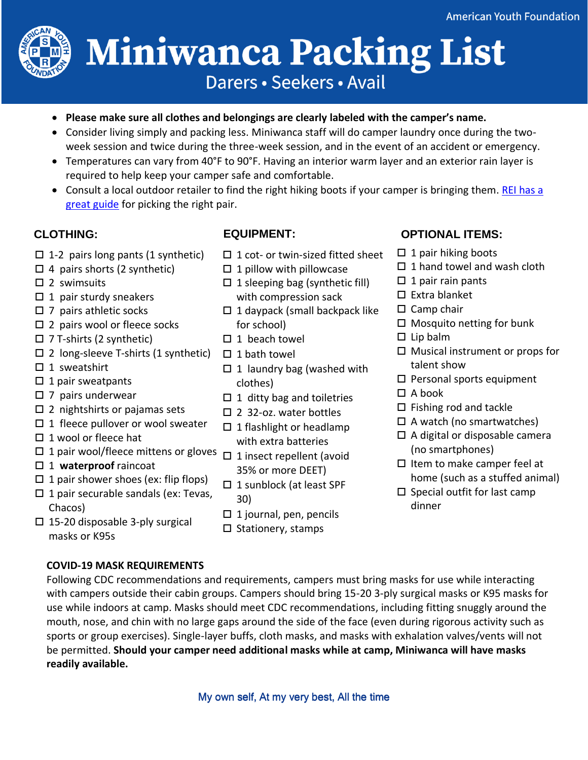American Youth Foundation

# Miniwanca Packing List

## Darers • Seekers • Avail

- **Please make sure all clothes and belongings are clearly labeled with the camper's name.**
- Consider living simply and packing less. Miniwanca staff will do camper laundry once during the two-week session and twice during the three-week session, and in the event of an accident or emergency.
- Temperatures can vary from 40°F to 90°F. Having an interior warm layer and an exterior rain layer is required to help keep your camper safe and comfortable.
- Consult a local outdoor retailer to find the right hiking boots if your camper is bringing them. [REI has a great guide] for picking the right pair.

### CLOTHING:

- ☐ 1-2 pairs long pants (1 synthetic)
- ☐ 4 pairs shorts (2 synthetic)
- ☐ 2 swimsuits
- ☐ 1 pair sturdy sneakers
- ☐ 7 pairs athletic socks
- ☐ 2 pairs wool or fleece socks
- ☐ 7 T-shirts (2 synthetic)
- ☐ 2 long-sleeve T-shirts (1 synthetic)
- ☐ 1 sweatshirt
- ☐ 1 pair sweatpants
- ☐ 7 pairs underwear
- ☐ 2 nightshirts or pajamas sets
- ☐ 1 fleece pullover or wool sweater
- ☐ 1 wool or fleece hat
- ☐ 1 pair wool/fleece mittens or gloves
- ☐ 1 **waterproof** raincoat
- ☐ 1 pair shower shoes (ex: flip flops)
- ☐ 1 pair securable sandals (ex: Tevas, Chacos)
- ☐ 15-20 disposable 3-ply surgical masks or K95s

### EQUIPMENT:

- ☐ 1 cot- or twin-sized fitted sheet
- ☐ 1 pillow with pillowcase
- ☐ 1 sleeping bag (synthetic fill) with compression sack
- ☐ 1 daypack (small backpack like for school)
- ☐ 1 beach towel
- ☐ 1 bath towel
- ☐ 1 laundry bag (washed with clothes)
- ☐ 1 ditty bag and toiletries
- ☐ 2 32-oz. water bottles
- ☐ 1 flashlight or headlamp with extra batteries
- ☐ 1 insect repellent (avoid 35% or more DEET)
- ☐ 1 sunblock (at least SPF 30)
- ☐ 1 journal, pen, pencils
- ☐ Stationery, stamps

### OPTIONAL ITEMS:

- ☐ 1 pair hiking boots
- ☐ 1 hand towel and wash cloth
- ☐ 1 pair rain pants
- ☐ Extra blanket
- ☐ Camp chair
- ☐ Mosquito netting for bunk
- ☐ Lip balm
- ☐ Musical instrument or props for talent show
- ☐ Personal sports equipment
- ☐ A book
- ☐ Fishing rod and tackle
- ☐ A watch (no smartwatches)
- ☐ A digital or disposable camera (no smartphones)
- ☐ Item to make camper feel at home (such as a stuffed animal)
- ☐ Special outfit for last camp dinner

**COVID-19 MASK REQUIREMENTS**

Following CDC recommendations and requirements, campers must bring masks for use while interacting with campers outside their cabin groups. Campers should bring 15-20 3-ply surgical masks or K95 masks for use while indoors at camp. Masks should meet CDC recommendations, including fitting snuggly around the mouth, nose, and chin with no large gaps around the side of the face (even during rigorous activity such as sports or group exercises). Single-layer buffs, cloth masks, and masks with exhalation valves/vents will not be permitted. **Should your camper need additional masks while at camp, Miniwanca will have masks readily available.**

My own self, At my very best, All the time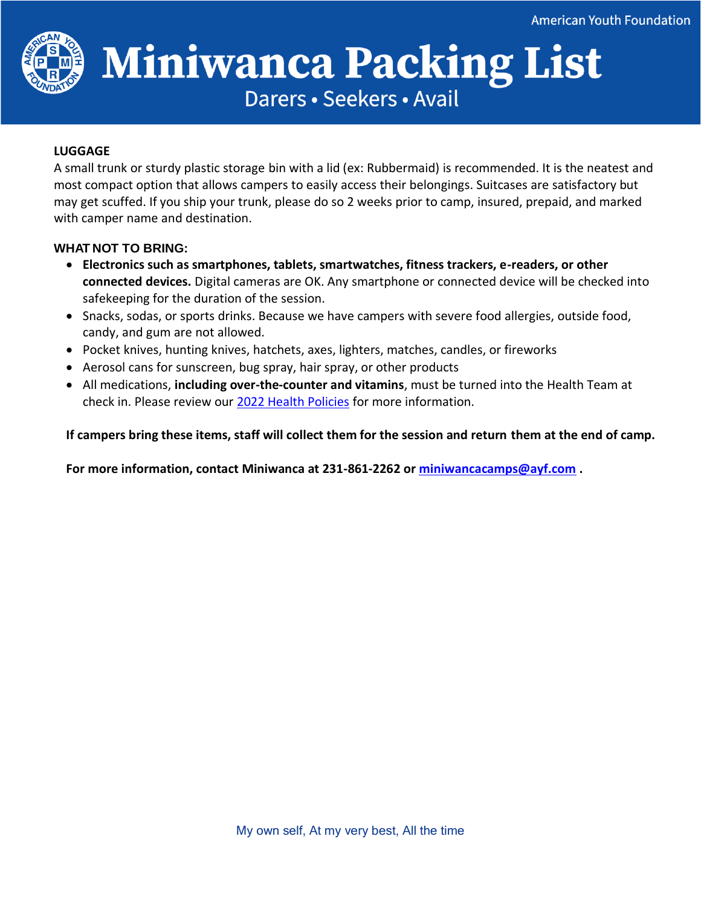# Miniwanca Packing List

Darers • Seekers • Avail

**LUGGAGE**

A small trunk or sturdy plastic storage bin with a lid (ex: Rubbermaid) is recommended. It is the neatest and most compact option that allows campers to easily access their belongings. Suitcases are satisfactory but may get scuffed. If you ship your trunk, please do so 2 weeks prior to camp, insured, prepaid, and marked with camper name and destination.

**WHAT NOT TO BRING:**

- **Electronics such as smartphones, tablets, smartwatches, fitness trackers, e-readers, or other connected devices.** Digital cameras are OK. Any smartphone or connected device will be checked into safekeeping for the duration of the session.
- Snacks, sodas, or sports drinks. Because we have campers with severe food allergies, outside food, candy, and gum are not allowed.
- Pocket knives, hunting knives, hatchets, axes, lighters, matches, candles, or fireworks
- Aerosol cans for sunscreen, bug spray, hair spray, or other products
- All medications, **including over-the-counter and vitamins**, must be turned into the Health Team at check in. Please review our 2022 Health Policies for more information.

**If campers bring these items, staff will collect them for the session and return them at the end of camp.**

**For more information, contact Miniwanca at 231-861-2262 or miniwancacamps@ayf.com .**

My own self, At my very best, All the time